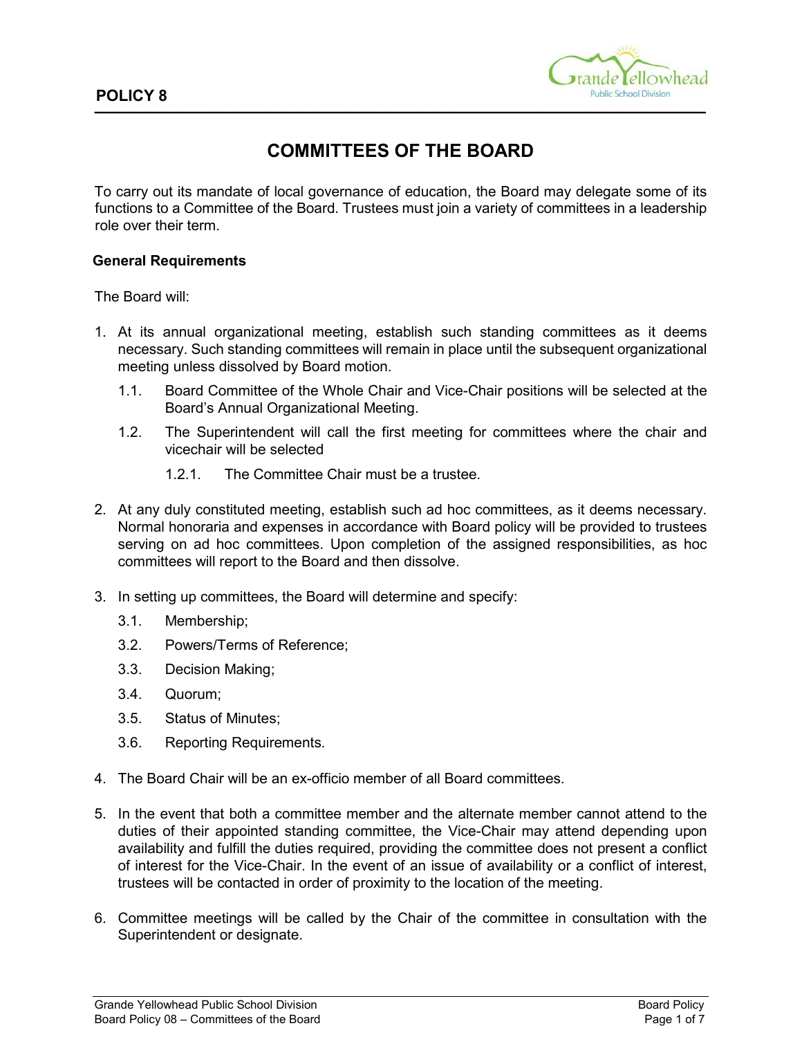**POLICY 8**

# COMMITTEES OF THE BOARD

To carry out its mandate of local governance of education, the Board may delegate some of its functions to a Committee of the Board. Trustees must join a variety of committees in a leadership role over their term.

## General Requirements

The Board will:

1. At its annual organizational meeting, establish such standing committees as it deems necessary. Such standing committees will remain in place until the subsequent organizational meeting unless dissolved by Board motion.
   - 1.1. Board Committee of the Whole Chair and Vice-Chair positions will be selected at the Board's Annual Organizational Meeting.
   - 1.2. The Superintendent will call the first meeting for committees where the chair and vicechair will be selected
     - 1.2.1. The Committee Chair must be a trustee.
2. At any duly constituted meeting, establish such ad hoc committees, as it deems necessary. Normal honoraria and expenses in accordance with Board policy will be provided to trustees serving on ad hoc committees. Upon completion of the assigned responsibilities, as hoc committees will report to the Board and then dissolve.
3. In setting up committees, the Board will determine and specify:
   - 3.1. Membership;
   - 3.2. Powers/Terms of Reference;
   - 3.3. Decision Making;
   - 3.4. Quorum;
   - 3.5. Status of Minutes;
   - 3.6. Reporting Requirements.
4. The Board Chair will be an ex-officio member of all Board committees.
5. In the event that both a committee member and the alternate member cannot attend to the duties of their appointed standing committee, the Vice-Chair may attend depending upon availability and fulfill the duties required, providing the committee does not present a conflict of interest for the Vice-Chair. In the event of an issue of availability or a conflict of interest, trustees will be contacted in order of proximity to the location of the meeting.
6. Committee meetings will be called by the Chair of the committee in consultation with the Superintendent or designate.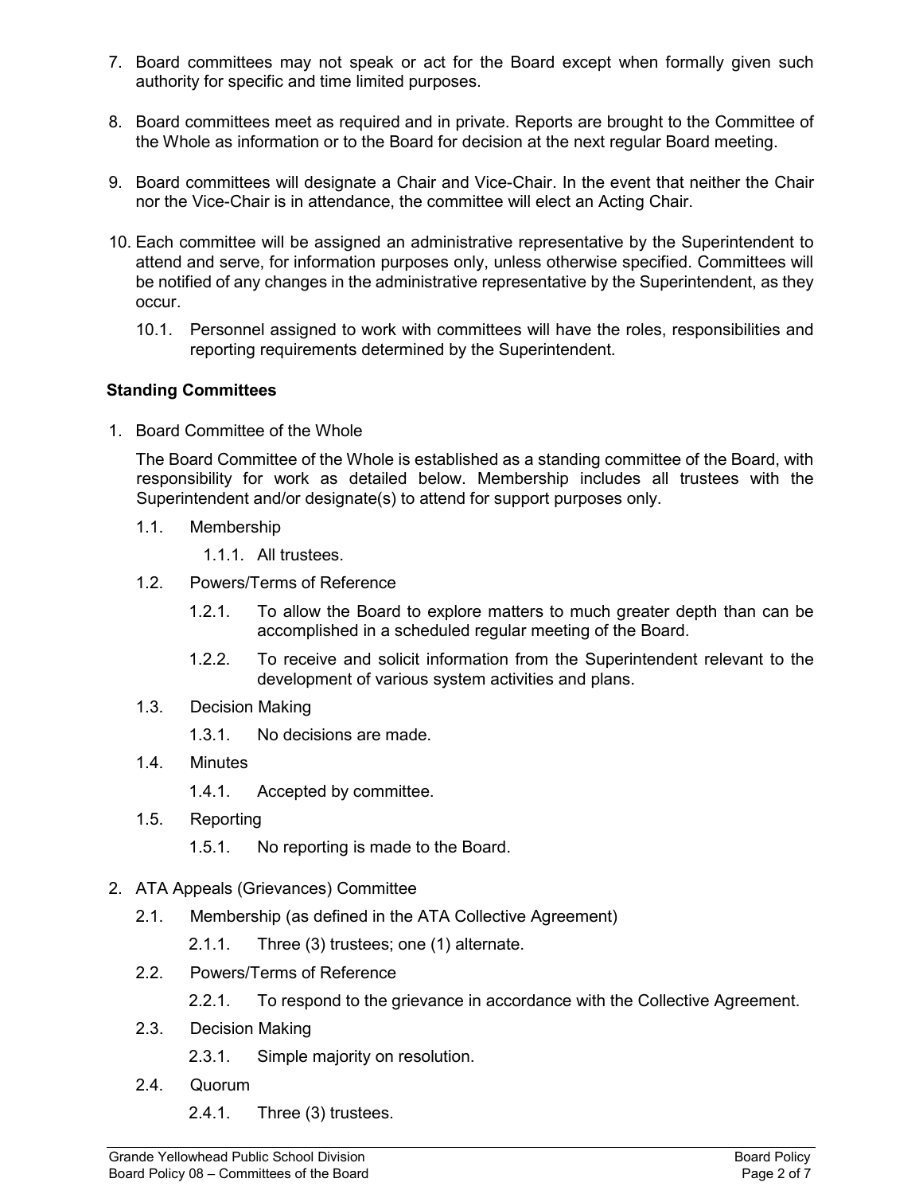7. Board committees may not speak or act for the Board except when formally given such authority for specific and time limited purposes.

8. Board committees meet as required and in private. Reports are brought to the Committee of the Whole as information or to the Board for decision at the next regular Board meeting.

9. Board committees will designate a Chair and Vice-Chair. In the event that neither the Chair nor the Vice-Chair is in attendance, the committee will elect an Acting Chair.

10. Each committee will be assigned an administrative representative by the Superintendent to attend and serve, for information purposes only, unless otherwise specified. Committees will be notified of any changes in the administrative representative by the Superintendent, as they occur.

    10.1. Personnel assigned to work with committees will have the roles, responsibilities and reporting requirements determined by the Superintendent.

**Standing Committees**

1. Board Committee of the Whole

   The Board Committee of the Whole is established as a standing committee of the Board, with responsibility for work as detailed below. Membership includes all trustees with the Superintendent and/or designate(s) to attend for support purposes only.

   1.1. Membership

      1.1.1. All trustees.

   1.2. Powers/Terms of Reference

      1.2.1. To allow the Board to explore matters to much greater depth than can be accomplished in a scheduled regular meeting of the Board.

      1.2.2. To receive and solicit information from the Superintendent relevant to the development of various system activities and plans.

   1.3. Decision Making

      1.3.1. No decisions are made.

   1.4. Minutes

      1.4.1. Accepted by committee.

   1.5. Reporting

      1.5.1. No reporting is made to the Board.

2. ATA Appeals (Grievances) Committee

   2.1. Membership (as defined in the ATA Collective Agreement)

      2.1.1. Three (3) trustees; one (1) alternate.

   2.2. Powers/Terms of Reference

      2.2.1. To respond to the grievance in accordance with the Collective Agreement.

   2.3. Decision Making

      2.3.1. Simple majority on resolution.

   2.4. Quorum

      2.4.1. Three (3) trustees.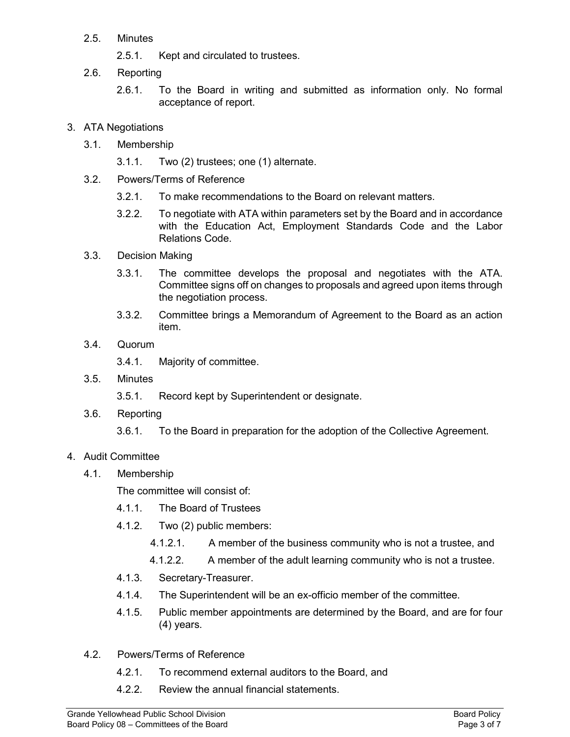2.5. Minutes

2.5.1. Kept and circulated to trustees.

2.6. Reporting

2.6.1. To the Board in writing and submitted as information only. No formal acceptance of report.

3. ATA Negotiations

3.1. Membership

3.1.1. Two (2) trustees; one (1) alternate.

3.2. Powers/Terms of Reference

3.2.1. To make recommendations to the Board on relevant matters.

3.2.2. To negotiate with ATA within parameters set by the Board and in accordance with the Education Act, Employment Standards Code and the Labor Relations Code.

3.3. Decision Making

3.3.1. The committee develops the proposal and negotiates with the ATA. Committee signs off on changes to proposals and agreed upon items through the negotiation process.

3.3.2. Committee brings a Memorandum of Agreement to the Board as an action item.

3.4. Quorum

3.4.1. Majority of committee.

3.5. Minutes

3.5.1. Record kept by Superintendent or designate.

3.6. Reporting

3.6.1. To the Board in preparation for the adoption of the Collective Agreement.

4. Audit Committee

4.1. Membership

The committee will consist of:

4.1.1. The Board of Trustees

4.1.2. Two (2) public members:

4.1.2.1. A member of the business community who is not a trustee, and

4.1.2.2. A member of the adult learning community who is not a trustee.

4.1.3. Secretary-Treasurer.

4.1.4. The Superintendent will be an ex-officio member of the committee.

4.1.5. Public member appointments are determined by the Board, and are for four (4) years.

4.2. Powers/Terms of Reference

4.2.1. To recommend external auditors to the Board, and

4.2.2. Review the annual financial statements.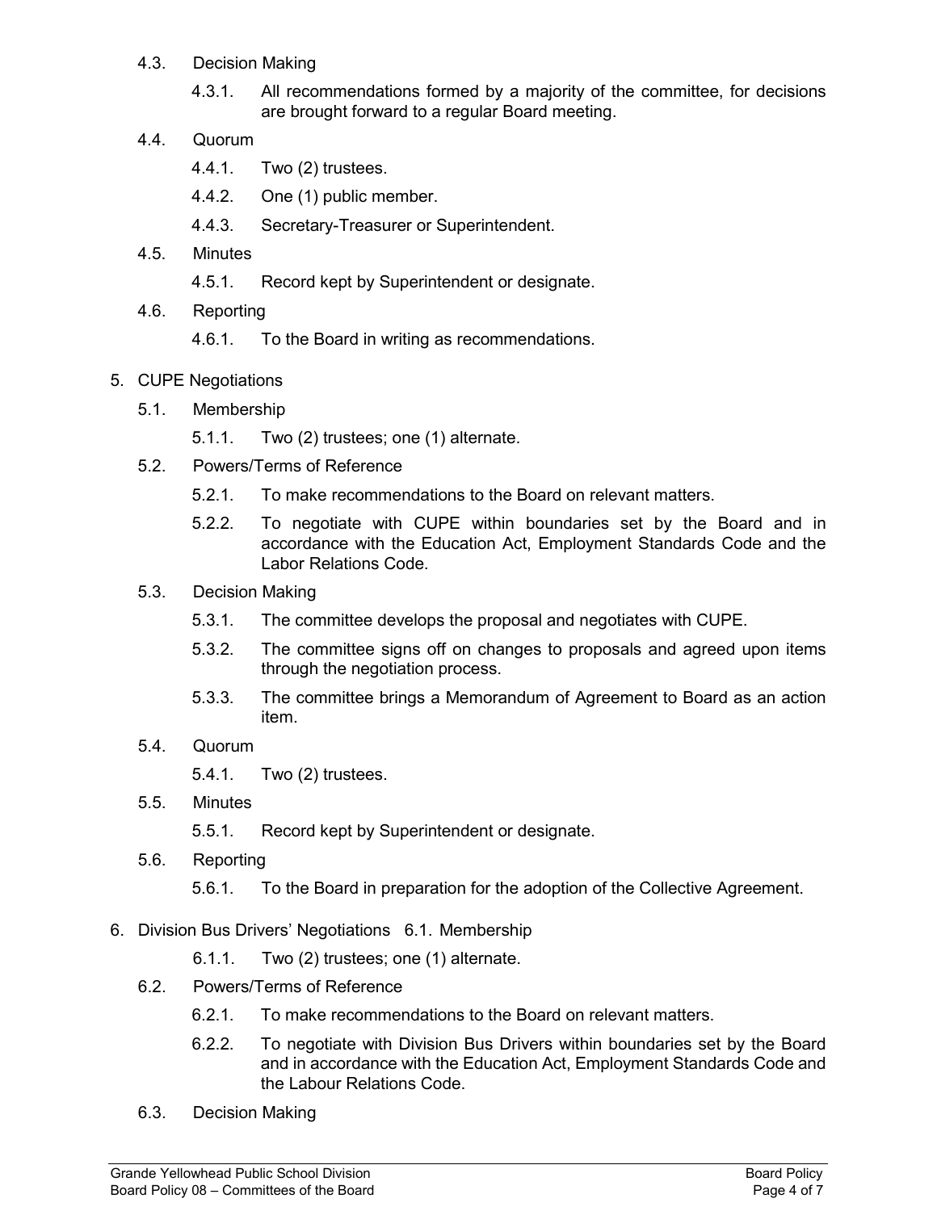4.3. Decision Making

4.3.1. All recommendations formed by a majority of the committee, for decisions are brought forward to a regular Board meeting.

4.4. Quorum

4.4.1. Two (2) trustees.

4.4.2. One (1) public member.

4.4.3. Secretary-Treasurer or Superintendent.

4.5. Minutes

4.5.1. Record kept by Superintendent or designate.

4.6. Reporting

4.6.1. To the Board in writing as recommendations.

5. CUPE Negotiations

5.1. Membership

5.1.1. Two (2) trustees; one (1) alternate.

5.2. Powers/Terms of Reference

5.2.1. To make recommendations to the Board on relevant matters.

5.2.2. To negotiate with CUPE within boundaries set by the Board and in accordance with the Education Act, Employment Standards Code and the Labor Relations Code.

5.3. Decision Making

5.3.1. The committee develops the proposal and negotiates with CUPE.

5.3.2. The committee signs off on changes to proposals and agreed upon items through the negotiation process.

5.3.3. The committee brings a Memorandum of Agreement to Board as an action item.

5.4. Quorum

5.4.1. Two (2) trustees.

5.5. Minutes

5.5.1. Record kept by Superintendent or designate.

5.6. Reporting

5.6.1. To the Board in preparation for the adoption of the Collective Agreement.

6. Division Bus Drivers' Negotiations 6.1. Membership

6.1.1. Two (2) trustees; one (1) alternate.

6.2. Powers/Terms of Reference

6.2.1. To make recommendations to the Board on relevant matters.

6.2.2. To negotiate with Division Bus Drivers within boundaries set by the Board and in accordance with the Education Act, Employment Standards Code and the Labour Relations Code.

6.3. Decision Making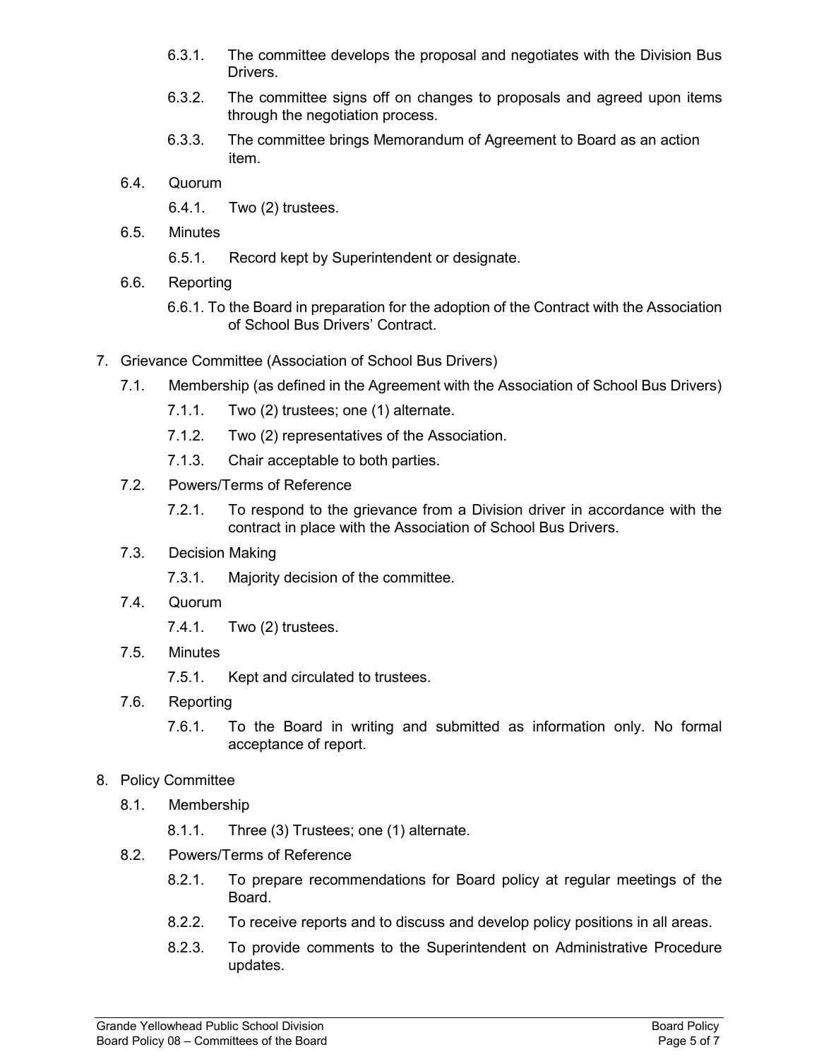6.3.1. The committee develops the proposal and negotiates with the Division Bus Drivers.

6.3.2. The committee signs off on changes to proposals and agreed upon items through the negotiation process.

6.3.3. The committee brings Memorandum of Agreement to Board as an action item.

6.4. Quorum

6.4.1. Two (2) trustees.

6.5. Minutes

6.5.1. Record kept by Superintendent or designate.

6.6. Reporting

6.6.1. To the Board in preparation for the adoption of the Contract with the Association of School Bus Drivers' Contract.

7. Grievance Committee (Association of School Bus Drivers)

7.1. Membership (as defined in the Agreement with the Association of School Bus Drivers)

7.1.1. Two (2) trustees; one (1) alternate.

7.1.2. Two (2) representatives of the Association.

7.1.3. Chair acceptable to both parties.

7.2. Powers/Terms of Reference

7.2.1. To respond to the grievance from a Division driver in accordance with the contract in place with the Association of School Bus Drivers.

7.3. Decision Making

7.3.1. Majority decision of the committee.

7.4. Quorum

7.4.1. Two (2) trustees.

7.5. Minutes

7.5.1. Kept and circulated to trustees.

7.6. Reporting

7.6.1. To the Board in writing and submitted as information only. No formal acceptance of report.

8. Policy Committee

8.1. Membership

8.1.1. Three (3) Trustees; one (1) alternate.

8.2. Powers/Terms of Reference

8.2.1. To prepare recommendations for Board policy at regular meetings of the Board.

8.2.2. To receive reports and to discuss and develop policy positions in all areas.

8.2.3. To provide comments to the Superintendent on Administrative Procedure updates.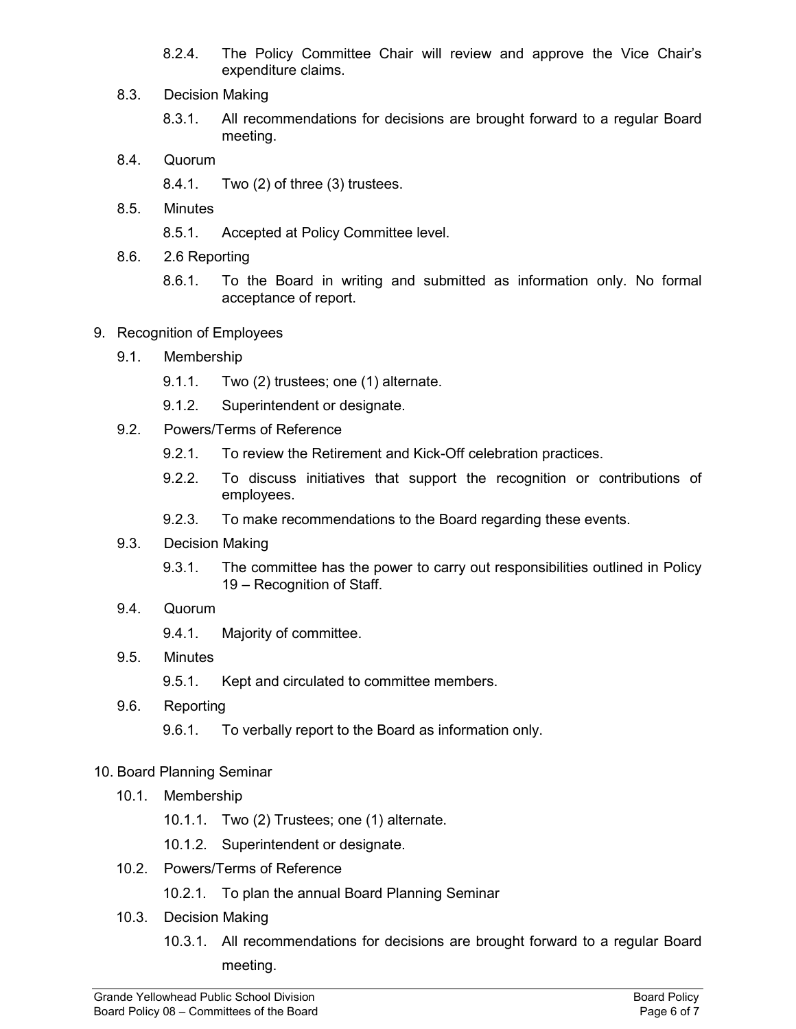8.2.4. The Policy Committee Chair will review and approve the Vice Chair's expenditure claims.

8.3. Decision Making

8.3.1. All recommendations for decisions are brought forward to a regular Board meeting.

8.4. Quorum

8.4.1. Two (2) of three (3) trustees.

8.5. Minutes

8.5.1. Accepted at Policy Committee level.

8.6. 2.6 Reporting

8.6.1. To the Board in writing and submitted as information only. No formal acceptance of report.

9. Recognition of Employees

9.1. Membership

9.1.1. Two (2) trustees; one (1) alternate.

9.1.2. Superintendent or designate.

9.2. Powers/Terms of Reference

9.2.1. To review the Retirement and Kick-Off celebration practices.

9.2.2. To discuss initiatives that support the recognition or contributions of employees.

9.2.3. To make recommendations to the Board regarding these events.

9.3. Decision Making

9.3.1. The committee has the power to carry out responsibilities outlined in Policy 19 – Recognition of Staff.

9.4. Quorum

9.4.1. Majority of committee.

9.5. Minutes

9.5.1. Kept and circulated to committee members.

9.6. Reporting

9.6.1. To verbally report to the Board as information only.

10. Board Planning Seminar

10.1. Membership

10.1.1. Two (2) Trustees; one (1) alternate.

10.1.2. Superintendent or designate.

10.2. Powers/Terms of Reference

10.2.1. To plan the annual Board Planning Seminar

10.3. Decision Making

10.3.1. All recommendations for decisions are brought forward to a regular Board meeting.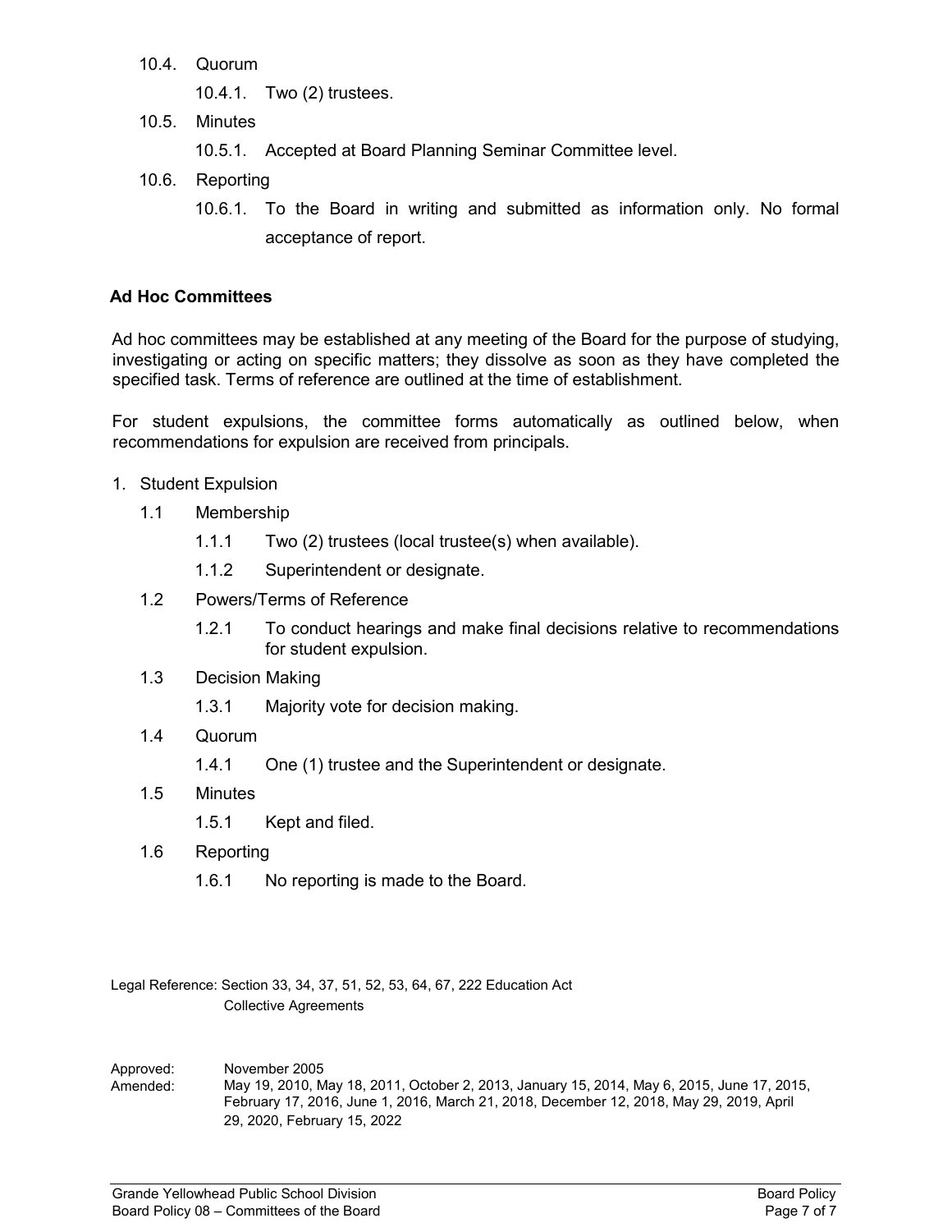10.4. Quorum

10.4.1. Two (2) trustees.

10.5. Minutes

10.5.1. Accepted at Board Planning Seminar Committee level.

10.6. Reporting

10.6.1. To the Board in writing and submitted as information only. No formal acceptance of report.

## Ad Hoc Committees

Ad hoc committees may be established at any meeting of the Board for the purpose of studying, investigating or acting on specific matters; they dissolve as soon as they have completed the specified task. Terms of reference are outlined at the time of establishment.

For student expulsions, the committee forms automatically as outlined below, when recommendations for expulsion are received from principals.

1. Student Expulsion

1.1 Membership

1.1.1 Two (2) trustees (local trustee(s) when available).

1.1.2 Superintendent or designate.

1.2 Powers/Terms of Reference

1.2.1 To conduct hearings and make final decisions relative to recommendations for student expulsion.

1.3 Decision Making

1.3.1 Majority vote for decision making.

1.4 Quorum

1.4.1 One (1) trustee and the Superintendent or designate.

1.5 Minutes

1.5.1 Kept and filed.

1.6 Reporting

1.6.1 No reporting is made to the Board.

Legal Reference: Section 33, 34, 37, 51, 52, 53, 64, 67, 222 Education Act
Collective Agreements

Approved: November 2005
Amended: May 19, 2010, May 18, 2011, October 2, 2013, January 15, 2014, May 6, 2015, June 17, 2015, February 17, 2016, June 1, 2016, March 21, 2018, December 12, 2018, May 29, 2019, April 29, 2020, February 15, 2022